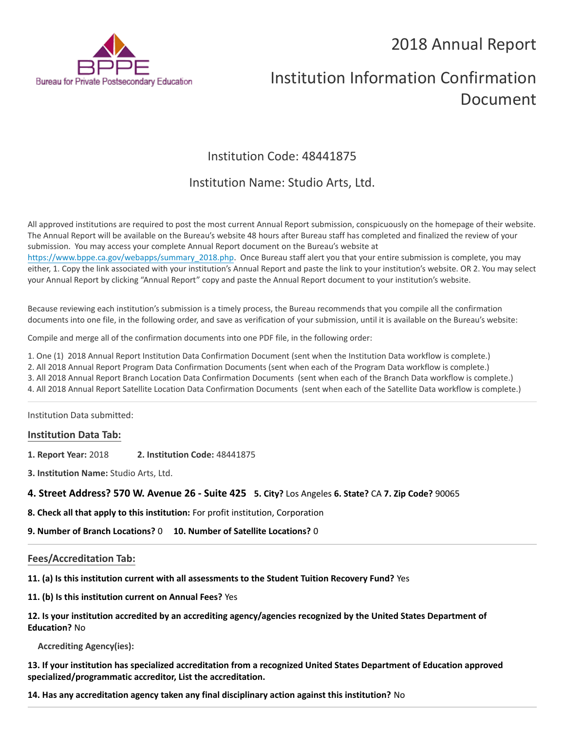BPPE
Bureau for Private Postsecondary Education

# 2018 Annual Report

# Institution Information Confirmation Document

## Institution Code: 48441875

## Institution Name: Studio Arts, Ltd.

All approved institutions are required to post the most current Annual Report submission, conspicuously on the homepage of their website. The Annual Report will be available on the Bureau's website 48 hours after Bureau staff has completed and finalized the review of your submission. You may access your complete Annual Report document on the Bureau's website at https://www.bppe.ca.gov/webapps/summary_2018.php. Once Bureau staff alert you that your entire submission is complete, you may either, 1. Copy the link associated with your institution's Annual Report and paste the link to your institution's website. OR 2. You may select your Annual Report by clicking "Annual Report" copy and paste the Annual Report document to your institution's website.

Because reviewing each institution's submission is a timely process, the Bureau recommends that you compile all the confirmation documents into one file, in the following order, and save as verification of your submission, until it is available on the Bureau's website:

Compile and merge all of the confirmation documents into one PDF file, in the following order:

1. One (1) 2018 Annual Report Institution Data Confirmation Document (sent when the Institution Data workflow is complete.)
2. All 2018 Annual Report Program Data Confirmation Documents (sent when each of the Program Data workflow is complete.)
3. All 2018 Annual Report Branch Location Data Confirmation Documents (sent when each of the Branch Data workflow is complete.)
4. All 2018 Annual Report Satellite Location Data Confirmation Documents (sent when each of the Satellite Data workflow is complete.)

---

Institution Data submitted:

### Institution Data Tab:

**1. Report Year:** 2018 **2. Institution Code:** 48441875

**3. Institution Name:** Studio Arts, Ltd.

**4. Street Address? 570 W. Avenue 26 - Suite 425** **5. City?** Los Angeles **6. State?** CA **7. Zip Code?** 90065

**8. Check all that apply to this institution:** For profit institution, Corporation

**9. Number of Branch Locations?** 0 **10. Number of Satellite Locations?** 0

---

### Fees/Accreditation Tab:

**11. (a) Is this institution current with all assessments to the Student Tuition Recovery Fund?** Yes

**11. (b) Is this institution current on Annual Fees?** Yes

**12. Is your institution accredited by an accrediting agency/agencies recognized by the United States Department of Education?** No

**Accrediting Agency(ies):**

**13. If your institution has specialized accreditation from a recognized United States Department of Education approved specialized/programmatic accreditor, List the accreditation.**

**14. Has any accreditation agency taken any final disciplinary action against this institution?** No

---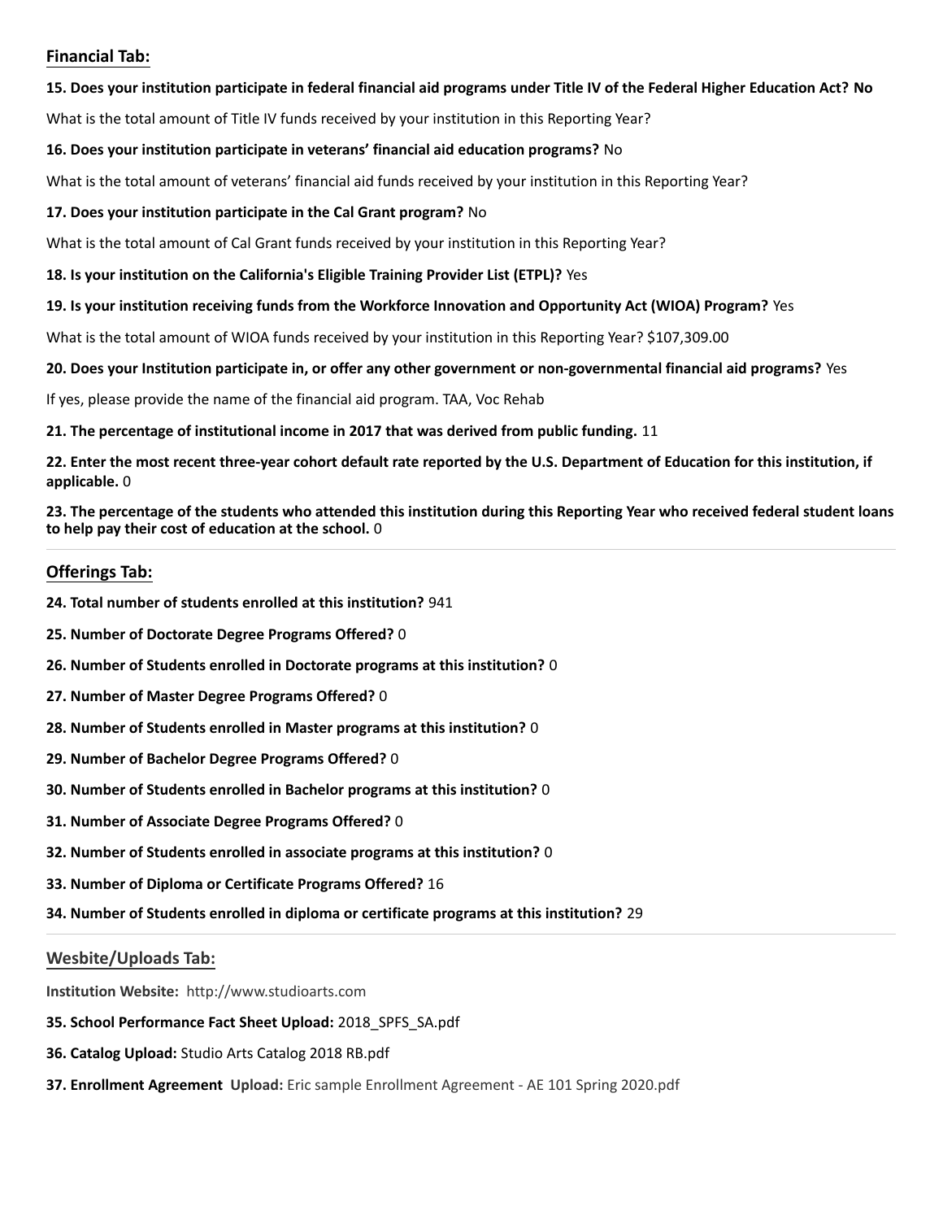## Financial Tab:

**15. Does your institution participate in federal financial aid programs under Title IV of the Federal Higher Education Act? No**

What is the total amount of Title IV funds received by your institution in this Reporting Year?

**16. Does your institution participate in veterans' financial aid education programs?** No

What is the total amount of veterans' financial aid funds received by your institution in this Reporting Year?

**17. Does your institution participate in the Cal Grant program?** No

What is the total amount of Cal Grant funds received by your institution in this Reporting Year?

**18. Is your institution on the California's Eligible Training Provider List (ETPL)?** Yes

**19. Is your institution receiving funds from the Workforce Innovation and Opportunity Act (WIOA) Program?** Yes

What is the total amount of WIOA funds received by your institution in this Reporting Year? $107,309.00

**20. Does your Institution participate in, or offer any other government or non-governmental financial aid programs?** Yes

If yes, please provide the name of the financial aid program. TAA, Voc Rehab

**21. The percentage of institutional income in 2017 that was derived from public funding.** 11

**22. Enter the most recent three-year cohort default rate reported by the U.S. Department of Education for this institution, if applicable.** 0

**23. The percentage of the students who attended this institution during this Reporting Year who received federal student loans to help pay their cost of education at the school.** 0

## Offerings Tab:

**24. Total number of students enrolled at this institution?** 941

**25. Number of Doctorate Degree Programs Offered?** 0

**26. Number of Students enrolled in Doctorate programs at this institution?** 0

**27. Number of Master Degree Programs Offered?** 0

**28. Number of Students enrolled in Master programs at this institution?** 0

**29. Number of Bachelor Degree Programs Offered?** 0

**30. Number of Students enrolled in Bachelor programs at this institution?** 0

**31. Number of Associate Degree Programs Offered?** 0

**32. Number of Students enrolled in associate programs at this institution?** 0

**33. Number of Diploma or Certificate Programs Offered?** 16

**34. Number of Students enrolled in diploma or certificate programs at this institution?** 29

## Wesbite/Uploads Tab:

**Institution Website:** http://www.studioarts.com

**35. School Performance Fact Sheet Upload:** 2018_SPFS_SA.pdf

**36. Catalog Upload:** Studio Arts Catalog 2018 RB.pdf

**37. Enrollment Agreement Upload:** Eric sample Enrollment Agreement - AE 101 Spring 2020.pdf